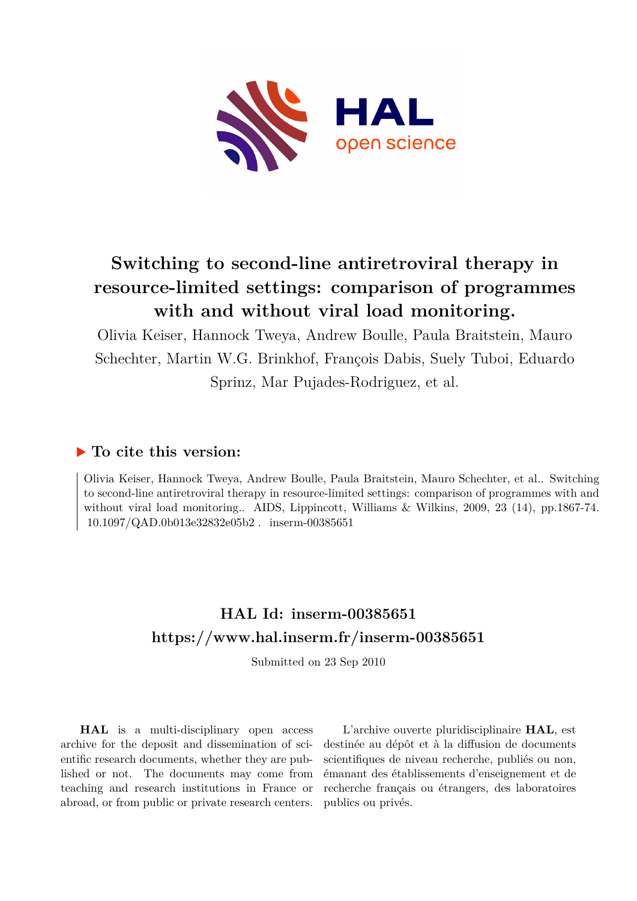# Switching to second-line antiretroviral therapy in resource-limited settings: comparison of programmes with and without viral load monitoring.

Olivia Keiser, Hannock Tweya, Andrew Boulle, Paula Braitstein, Mauro Schechter, Martin W.G. Brinkhof, François Dabis, Suely Tuboi, Eduardo Sprinz, Mar Pujades-Rodriguez, et al.

## ▶ To cite this version:

Olivia Keiser, Hannock Tweya, Andrew Boulle, Paula Braitstein, Mauro Schechter, et al.. Switching to second-line antiretroviral therapy in resource-limited settings: comparison of programmes with and without viral load monitoring.. AIDS, Lippincott, Williams & Wilkins, 2009, 23 (14), pp.1867-74. 10.1097/QAD.0b013e32832e05b2 . inserm-00385651

## HAL Id: inserm-00385651
## https://www.hal.inserm.fr/inserm-00385651

Submitted on 23 Sep 2010

**HAL** is a multi-disciplinary open access archive for the deposit and dissemination of scientific research documents, whether they are published or not. The documents may come from teaching and research institutions in France or abroad, or from public or private research centers.

L'archive ouverte pluridisciplinaire **HAL**, est destinée au dépôt et à la diffusion de documents scientifiques de niveau recherche, publiés ou non, émanant des établissements d'enseignement et de recherche français ou étrangers, des laboratoires publics ou privés.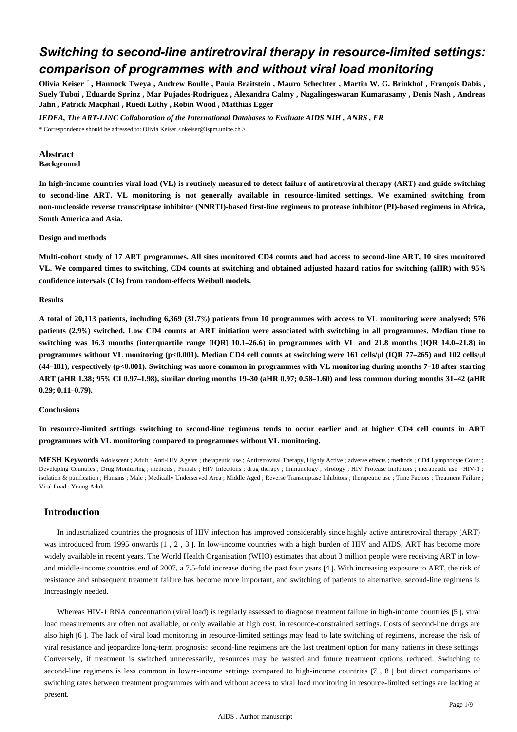# Switching to second-line antiretroviral therapy in resource-limited settings: comparison of programmes with and without viral load monitoring

**Olivia Keiser** [*] **, Hannock Tweya , Andrew Boulle , Paula Braitstein , Mauro Schechter , Martin W. G. Brinkhof , François Dabis , Suely Tuboi , Eduardo Sprinz , Mar Pujades-Rodriguez , Alexandra Calmy , Nagalingeswaran Kumarasamy , Denis Nash , Andreas Jahn , Patrick Macphail , Ruedi Lüthy , Robin Wood , Matthias Egger**

***IEDEA, The ART-LINC Collaboration of the International Databases to Evaluate AIDS NIH , ANRS , FR***

* Correspondence should be adressed to: Olivia Keiser <okeiser@ispm.unibe.ch >

## Abstract

### Background

**In high-income countries viral load (VL) is routinely measured to detect failure of antiretroviral therapy (ART) and guide switching to second-line ART. VL monitoring is not generally available in resource-limited settings. We examined switching from non-nucleoside reverse transcriptase inhibitor (NNRTI)-based first-line regimens to protease inhibitor (PI)-based regimens in Africa, South America and Asia.**

### Design and methods

**Multi-cohort study of 17 ART programmes. All sites monitored CD4 counts and had access to second-line ART, 10 sites monitored VL. We compared times to switching, CD4 counts at switching and obtained adjusted hazard ratios for switching (aHR) with 95% confidence intervals (CIs) from random-effects Weibull models.**

### Results

**A total of 20,113 patients, including 6,369 (31.7%) patients from 10 programmes with access to VL monitoring were analysed; 576 patients (2.9%) switched. Low CD4 counts at ART initiation were associated with switching in all programmes. Median time to switching was 16.3 months (interquartile range [IQR] 10.1–26.6) in programmes with VL and 21.8 months (IQR 14.0–21.8) in programmes without VL monitoring ($p<0.001$). Median CD4 cell counts at switching were 161 cells/μl (IQR 77–265) and 102 cells/μl (44–181), respectively ($p<0.001$). Switching was more common in programmes with VL monitoring during months 7–18 after starting ART (aHR 1.38; 95% CI 0.97–1.98), similar during months 19–30 (aHR 0.97; 0.58–1.60) and less common during months 31–42 (aHR 0.29; 0.11–0.79).**

### Conclusions

**In resource-limited settings switching to second-line regimens tends to occur earlier and at higher CD4 cell counts in ART programmes with VL monitoring compared to programmes without VL monitoring.**

**MESH Keywords** Adolescent ; Adult ; Anti-HIV Agents ; therapeutic use ; Antiretroviral Therapy, Highly Active ; adverse effects ; methods ; CD4 Lymphocyte Count ; Developing Countries ; Drug Monitoring ; methods ; Female ; HIV Infections ; drug therapy ; immunology ; virology ; HIV Protease Inhibitors ; therapeutic use ; HIV-1 ; isolation & purification ; Humans ; Male ; Medically Underserved Area ; Middle Aged ; Reverse Transcriptase Inhibitors ; therapeutic use ; Time Factors ; Treatment Failure ; Viral Load ; Young Adult

## Introduction

In industrialized countries the prognosis of HIV infection has improved considerably since highly active antiretroviral therapy (ART) was introduced from 1995 onwards [1 , 2 , 3 ]. In low-income countries with a high burden of HIV and AIDS, ART has become more widely available in recent years. The World Health Organisation (WHO) estimates that about 3 million people were receiving ART in low- and middle-income countries end of 2007, a 7.5-fold increase during the past four years [4 ]. With increasing exposure to ART, the risk of resistance and subsequent treatment failure has become more important, and switching of patients to alternative, second-line regimens is increasingly needed.

Whereas HIV-1 RNA concentration (viral load) is regularly assessed to diagnose treatment failure in high-income countries [5 ], viral load measurements are often not available, or only available at high cost, in resource-constrained settings. Costs of second-line drugs are also high [6 ]. The lack of viral load monitoring in resource-limited settings may lead to late switching of regimens, increase the risk of viral resistance and jeopardize long-term prognosis: second-line regimens are the last treatment option for many patients in these settings. Conversely, if treatment is switched unnecessarily, resources may be wasted and future treatment options reduced. Switching to second-line regimens is less common in lower-income settings compared to high-income countries [7 , 8 ] but direct comparisons of switching rates between treatment programmes with and without access to viral load monitoring in resource-limited settings are lacking at present.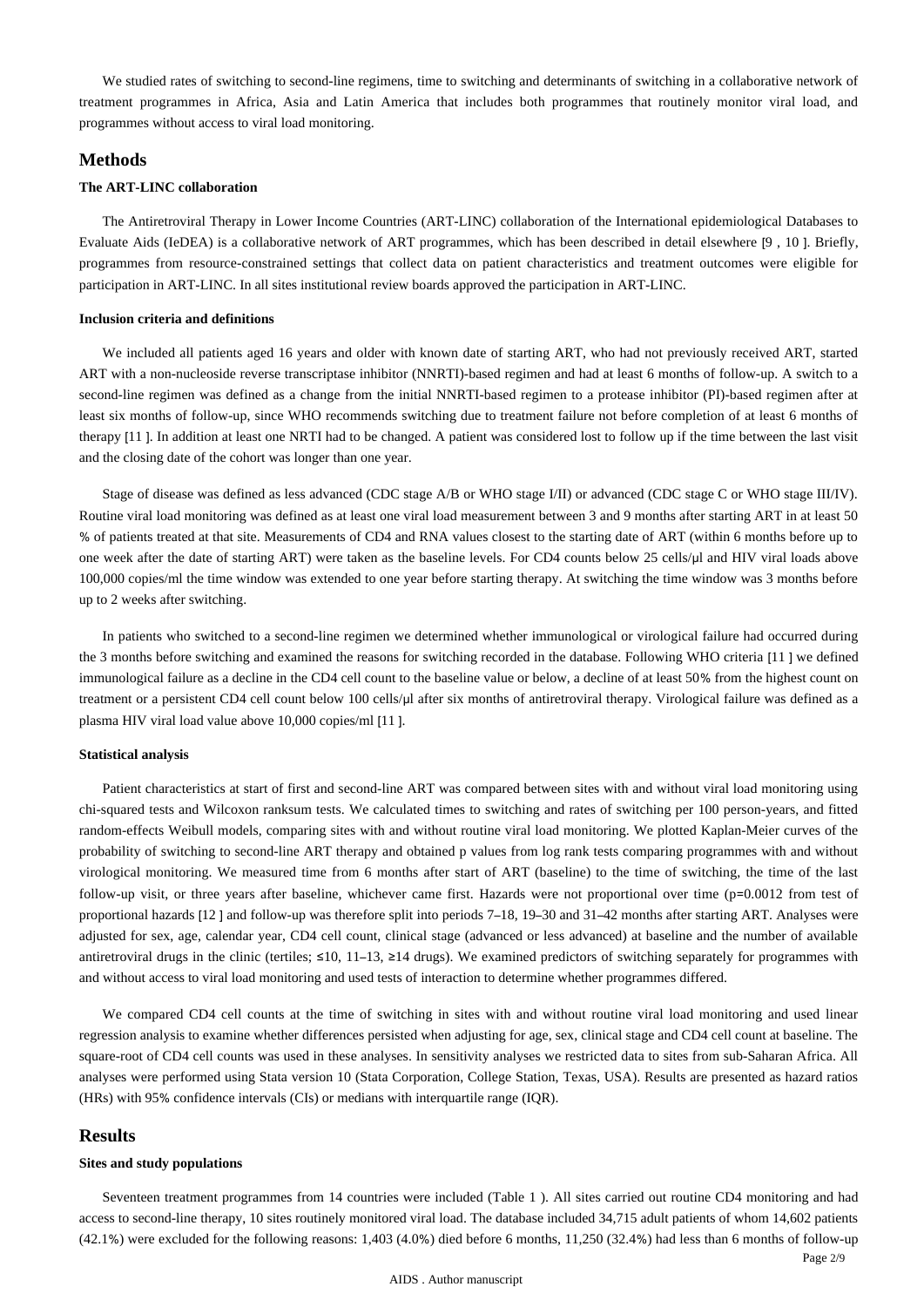We studied rates of switching to second-line regimens, time to switching and determinants of switching in a collaborative network of treatment programmes in Africa, Asia and Latin America that includes both programmes that routinely monitor viral load, and programmes without access to viral load monitoring.

## Methods

### The ART-LINC collaboration

The Antiretroviral Therapy in Lower Income Countries (ART-LINC) collaboration of the International epidemiological Databases to Evaluate Aids (IeDEA) is a collaborative network of ART programmes, which has been described in detail elsewhere [9 , 10 ]. Briefly, programmes from resource-constrained settings that collect data on patient characteristics and treatment outcomes were eligible for participation in ART-LINC. In all sites institutional review boards approved the participation in ART-LINC.

### Inclusion criteria and definitions

We included all patients aged 16 years and older with known date of starting ART, who had not previously received ART, started ART with a non-nucleoside reverse transcriptase inhibitor (NNRTI)-based regimen and had at least 6 months of follow-up. A switch to a second-line regimen was defined as a change from the initial NNRTI-based regimen to a protease inhibitor (PI)-based regimen after at least six months of follow-up, since WHO recommends switching due to treatment failure not before completion of at least 6 months of therapy [11 ]. In addition at least one NRTI had to be changed. A patient was considered lost to follow up if the time between the last visit and the closing date of the cohort was longer than one year.

Stage of disease was defined as less advanced (CDC stage A/B or WHO stage I/II) or advanced (CDC stage C or WHO stage III/IV). Routine viral load monitoring was defined as at least one viral load measurement between 3 and 9 months after starting ART in at least 50 % of patients treated at that site. Measurements of CD4 and RNA values closest to the starting date of ART (within 6 months before up to one week after the date of starting ART) were taken as the baseline levels. For CD4 counts below 25 cells/μl and HIV viral loads above 100,000 copies/ml the time window was extended to one year before starting therapy. At switching the time window was 3 months before up to 2 weeks after switching.

In patients who switched to a second-line regimen we determined whether immunological or virological failure had occurred during the 3 months before switching and examined the reasons for switching recorded in the database. Following WHO criteria [11 ] we defined immunological failure as a decline in the CD4 cell count to the baseline value or below, a decline of at least 50% from the highest count on treatment or a persistent CD4 cell count below 100 cells/μl after six months of antiretroviral therapy. Virological failure was defined as a plasma HIV viral load value above 10,000 copies/ml [11 ].

### Statistical analysis

Patient characteristics at start of first and second-line ART was compared between sites with and without viral load monitoring using chi-squared tests and Wilcoxon ranksum tests. We calculated times to switching and rates of switching per 100 person-years, and fitted random-effects Weibull models, comparing sites with and without routine viral load monitoring. We plotted Kaplan-Meier curves of the probability of switching to second-line ART therapy and obtained p values from log rank tests comparing programmes with and without virological monitoring. We measured time from 6 months after start of ART (baseline) to the time of switching, the time of the last follow-up visit, or three years after baseline, whichever came first. Hazards were not proportional over time ($p=0.0012$ from test of proportional hazards [12 ] and follow-up was therefore split into periods 7–18, 19–30 and 31–42 months after starting ART. Analyses were adjusted for sex, age, calendar year, CD4 cell count, clinical stage (advanced or less advanced) at baseline and the number of available antiretroviral drugs in the clinic (tertiles; ≤10, 11–13, ≥14 drugs). We examined predictors of switching separately for programmes with and without access to viral load monitoring and used tests of interaction to determine whether programmes differed.

We compared CD4 cell counts at the time of switching in sites with and without routine viral load monitoring and used linear regression analysis to examine whether differences persisted when adjusting for age, sex, clinical stage and CD4 cell count at baseline. The square-root of CD4 cell counts was used in these analyses. In sensitivity analyses we restricted data to sites from sub-Saharan Africa. All analyses were performed using Stata version 10 (Stata Corporation, College Station, Texas, USA). Results are presented as hazard ratios (HRs) with 95% confidence intervals (CIs) or medians with interquartile range (IQR).

## Results

### Sites and study populations

Seventeen treatment programmes from 14 countries were included (Table 1 ). All sites carried out routine CD4 monitoring and had access to second-line therapy, 10 sites routinely monitored viral load. The database included 34,715 adult patients of whom 14,602 patients (42.1%) were excluded for the following reasons: 1,403 (4.0%) died before 6 months, 11,250 (32.4%) had less than 6 months of follow-up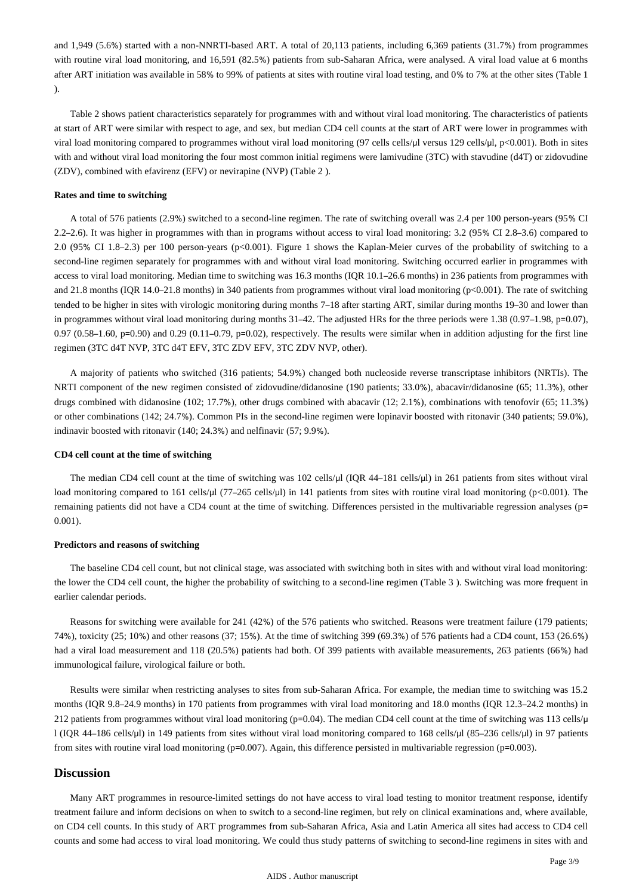and 1,949 (5.6%) started with a non-NNRTI-based ART. A total of 20,113 patients, including 6,369 patients (31.7%) from programmes with routine viral load monitoring, and 16,591 (82.5%) patients from sub-Saharan Africa, were analysed. A viral load value at 6 months after ART initiation was available in 58% to 99% of patients at sites with routine viral load testing, and 0% to 7% at the other sites (Table 1 ).

Table 2 shows patient characteristics separately for programmes with and without viral load monitoring. The characteristics of patients at start of ART were similar with respect to age, and sex, but median CD4 cell counts at the start of ART were lower in programmes with viral load monitoring compared to programmes without viral load monitoring (97 cells cells/μl versus 129 cells/μl, p<0.001). Both in sites with and without viral load monitoring the four most common initial regimens were lamivudine (3TC) with stavudine (d4T) or zidovudine (ZDV), combined with efavirenz (EFV) or nevirapine (NVP) (Table 2 ).

#### Rates and time to switching

A total of 576 patients (2.9%) switched to a second-line regimen. The rate of switching overall was 2.4 per 100 person-years (95% CI 2.2–2.6). It was higher in programmes with than in programs without access to viral load monitoring: 3.2 (95% CI 2.8–3.6) compared to 2.0 (95% CI 1.8–2.3) per 100 person-years (p<0.001). Figure 1 shows the Kaplan-Meier curves of the probability of switching to a second-line regimen separately for programmes with and without viral load monitoring. Switching occurred earlier in programmes with access to viral load monitoring. Median time to switching was 16.3 months (IQR 10.1–26.6 months) in 236 patients from programmes with and 21.8 months (IQR 14.0–21.8 months) in 340 patients from programmes without viral load monitoring (p<0.001). The rate of switching tended to be higher in sites with virologic monitoring during months 7–18 after starting ART, similar during months 19–30 and lower than in programmes without viral load monitoring during months 31–42. The adjusted HRs for the three periods were 1.38 (0.97–1.98, p=0.07), 0.97 (0.58–1.60, p=0.90) and 0.29 (0.11–0.79, p=0.02), respectively. The results were similar when in addition adjusting for the first line regimen (3TC d4T NVP, 3TC d4T EFV, 3TC ZDV EFV, 3TC ZDV NVP, other).

A majority of patients who switched (316 patients; 54.9%) changed both nucleoside reverse transcriptase inhibitors (NRTIs). The NRTI component of the new regimen consisted of zidovudine/didanosine (190 patients; 33.0%), abacavir/didanosine (65; 11.3%), other drugs combined with didanosine (102; 17.7%), other drugs combined with abacavir (12; 2.1%), combinations with tenofovir (65; 11.3%) or other combinations (142; 24.7%). Common PIs in the second-line regimen were lopinavir boosted with ritonavir (340 patients; 59.0%), indinavir boosted with ritonavir (140; 24.3%) and nelfinavir (57; 9.9%).

#### CD4 cell count at the time of switching

The median CD4 cell count at the time of switching was 102 cells/μl (IQR 44–181 cells/μl) in 261 patients from sites without viral load monitoring compared to 161 cells/μl (77–265 cells/μl) in 141 patients from sites with routine viral load monitoring (p<0.001). The remaining patients did not have a CD4 count at the time of switching. Differences persisted in the multivariable regression analyses (p= 0.001).

#### Predictors and reasons of switching

The baseline CD4 cell count, but not clinical stage, was associated with switching both in sites with and without viral load monitoring: the lower the CD4 cell count, the higher the probability of switching to a second-line regimen (Table 3 ). Switching was more frequent in earlier calendar periods.

Reasons for switching were available for 241 (42%) of the 576 patients who switched. Reasons were treatment failure (179 patients; 74%), toxicity (25; 10%) and other reasons (37; 15%). At the time of switching 399 (69.3%) of 576 patients had a CD4 count, 153 (26.6%) had a viral load measurement and 118 (20.5%) patients had both. Of 399 patients with available measurements, 263 patients (66%) had immunological failure, virological failure or both.

Results were similar when restricting analyses to sites from sub-Saharan Africa. For example, the median time to switching was 15.2 months (IQR 9.8–24.9 months) in 170 patients from programmes with viral load monitoring and 18.0 months (IQR 12.3–24.2 months) in 212 patients from programmes without viral load monitoring (p=0.04). The median CD4 cell count at the time of switching was 113 cells/μl (IQR 44–186 cells/μl) in 149 patients from sites without viral load monitoring compared to 168 cells/μl (85–236 cells/μl) in 97 patients from sites with routine viral load monitoring (p=0.007). Again, this difference persisted in multivariable regression (p=0.003).

## Discussion

Many ART programmes in resource-limited settings do not have access to viral load testing to monitor treatment response, identify treatment failure and inform decisions on when to switch to a second-line regimen, but rely on clinical examinations and, where available, on CD4 cell counts. In this study of ART programmes from sub-Saharan Africa, Asia and Latin America all sites had access to CD4 cell counts and some had access to viral load monitoring. We could thus study patterns of switching to second-line regimens in sites with and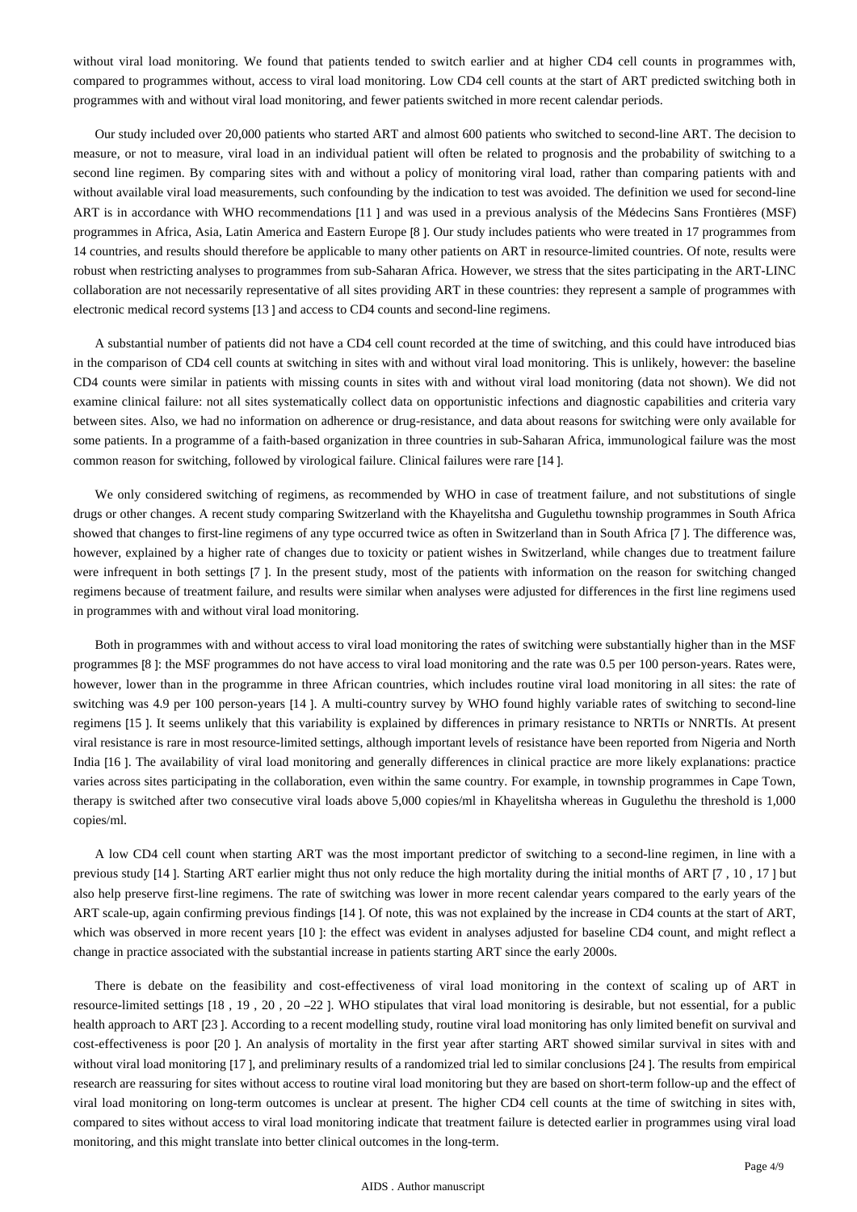without viral load monitoring. We found that patients tended to switch earlier and at higher CD4 cell counts in programmes with, compared to programmes without, access to viral load monitoring. Low CD4 cell counts at the start of ART predicted switching both in programmes with and without viral load monitoring, and fewer patients switched in more recent calendar periods.

Our study included over 20,000 patients who started ART and almost 600 patients who switched to second-line ART. The decision to measure, or not to measure, viral load in an individual patient will often be related to prognosis and the probability of switching to a second line regimen. By comparing sites with and without a policy of monitoring viral load, rather than comparing patients with and without available viral load measurements, such confounding by the indication to test was avoided. The definition we used for second-line ART is in accordance with WHO recommendations [11 ] and was used in a previous analysis of the Médecins Sans Frontières (MSF) programmes in Africa, Asia, Latin America and Eastern Europe [8 ]. Our study includes patients who were treated in 17 programmes from 14 countries, and results should therefore be applicable to many other patients on ART in resource-limited countries. Of note, results were robust when restricting analyses to programmes from sub-Saharan Africa. However, we stress that the sites participating in the ART-LINC collaboration are not necessarily representative of all sites providing ART in these countries: they represent a sample of programmes with electronic medical record systems [13 ] and access to CD4 counts and second-line regimens.

A substantial number of patients did not have a CD4 cell count recorded at the time of switching, and this could have introduced bias in the comparison of CD4 cell counts at switching in sites with and without viral load monitoring. This is unlikely, however: the baseline CD4 counts were similar in patients with missing counts in sites with and without viral load monitoring (data not shown). We did not examine clinical failure: not all sites systematically collect data on opportunistic infections and diagnostic capabilities and criteria vary between sites. Also, we had no information on adherence or drug-resistance, and data about reasons for switching were only available for some patients. In a programme of a faith-based organization in three countries in sub-Saharan Africa, immunological failure was the most common reason for switching, followed by virological failure. Clinical failures were rare [14 ].

We only considered switching of regimens, as recommended by WHO in case of treatment failure, and not substitutions of single drugs or other changes. A recent study comparing Switzerland with the Khayelitsha and Gugulethu township programmes in South Africa showed that changes to first-line regimens of any type occurred twice as often in Switzerland than in South Africa [7 ]. The difference was, however, explained by a higher rate of changes due to toxicity or patient wishes in Switzerland, while changes due to treatment failure were infrequent in both settings [7 ]. In the present study, most of the patients with information on the reason for switching changed regimens because of treatment failure, and results were similar when analyses were adjusted for differences in the first line regimens used in programmes with and without viral load monitoring.

Both in programmes with and without access to viral load monitoring the rates of switching were substantially higher than in the MSF programmes [8 ]: the MSF programmes do not have access to viral load monitoring and the rate was 0.5 per 100 person-years. Rates were, however, lower than in the programme in three African countries, which includes routine viral load monitoring in all sites: the rate of switching was 4.9 per 100 person-years [14 ]. A multi-country survey by WHO found highly variable rates of switching to second-line regimens [15 ]. It seems unlikely that this variability is explained by differences in primary resistance to NRTIs or NNRTIs. At present viral resistance is rare in most resource-limited settings, although important levels of resistance have been reported from Nigeria and North India [16 ]. The availability of viral load monitoring and generally differences in clinical practice are more likely explanations: practice varies across sites participating in the collaboration, even within the same country. For example, in township programmes in Cape Town, therapy is switched after two consecutive viral loads above 5,000 copies/ml in Khayelitsha whereas in Gugulethu the threshold is 1,000 copies/ml.

A low CD4 cell count when starting ART was the most important predictor of switching to a second-line regimen, in line with a previous study [14 ]. Starting ART earlier might thus not only reduce the high mortality during the initial months of ART [7 , 10 , 17 ] but also help preserve first-line regimens. The rate of switching was lower in more recent calendar years compared to the early years of the ART scale-up, again confirming previous findings [14 ]. Of note, this was not explained by the increase in CD4 counts at the start of ART, which was observed in more recent years [10 ]: the effect was evident in analyses adjusted for baseline CD4 count, and might reflect a change in practice associated with the substantial increase in patients starting ART since the early 2000s.

There is debate on the feasibility and cost-effectiveness of viral load monitoring in the context of scaling up of ART in resource-limited settings [18 , 19 , 20 , 20 –22 ]. WHO stipulates that viral load monitoring is desirable, but not essential, for a public health approach to ART [23 ]. According to a recent modelling study, routine viral load monitoring has only limited benefit on survival and cost-effectiveness is poor [20 ]. An analysis of mortality in the first year after starting ART showed similar survival in sites with and without viral load monitoring [17 ], and preliminary results of a randomized trial led to similar conclusions [24 ]. The results from empirical research are reassuring for sites without access to routine viral load monitoring but they are based on short-term follow-up and the effect of viral load monitoring on long-term outcomes is unclear at present. The higher CD4 cell counts at the time of switching in sites with, compared to sites without access to viral load monitoring indicate that treatment failure is detected earlier in programmes using viral load monitoring, and this might translate into better clinical outcomes in the long-term.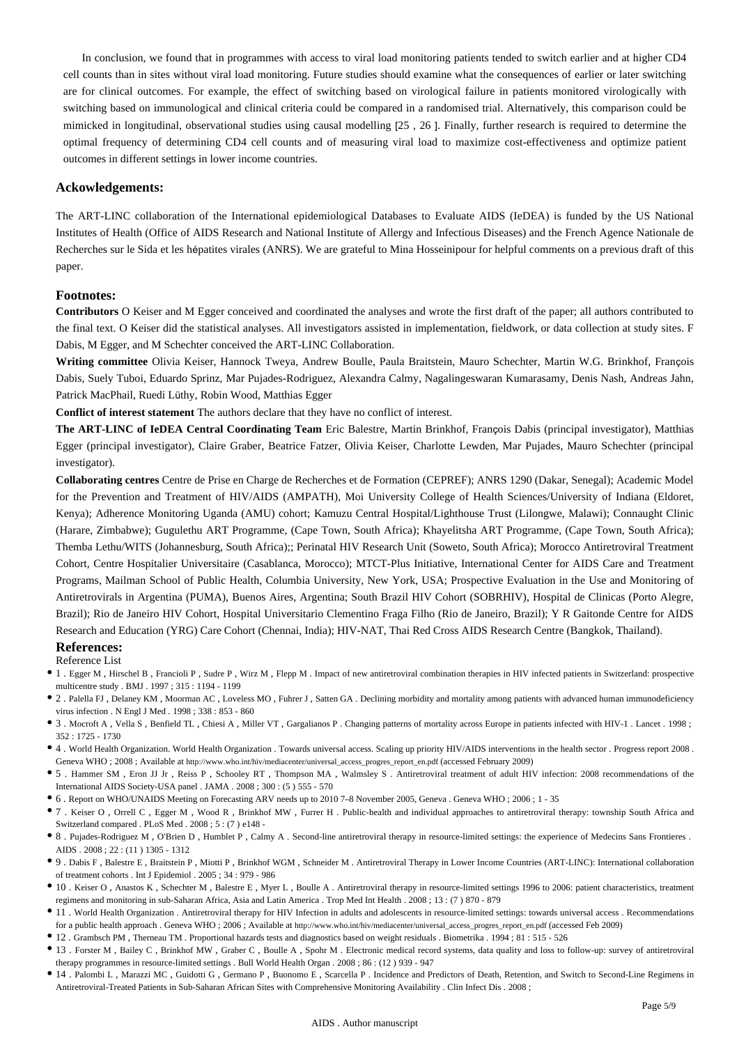In conclusion, we found that in programmes with access to viral load monitoring patients tended to switch earlier and at higher CD4 cell counts than in sites without viral load monitoring. Future studies should examine what the consequences of earlier or later switching are for clinical outcomes. For example, the effect of switching based on virological failure in patients monitored virologically with switching based on immunological and clinical criteria could be compared in a randomised trial. Alternatively, this comparison could be mimicked in longitudinal, observational studies using causal modelling [25 , 26 ]. Finally, further research is required to determine the optimal frequency of determining CD4 cell counts and of measuring viral load to maximize cost-effectiveness and optimize patient outcomes in different settings in lower income countries.

## Ackowledgements:

The ART-LINC collaboration of the International epidemiological Databases to Evaluate AIDS (IeDEA) is funded by the US National Institutes of Health (Office of AIDS Research and National Institute of Allergy and Infectious Diseases) and the French Agence Nationale de Recherches sur le Sida et les hépatites virales (ANRS). We are grateful to Mina Hosseinipour for helpful comments on a previous draft of this paper.

## Footnotes:

**Contributors** O Keiser and M Egger conceived and coordinated the analyses and wrote the first draft of the paper; all authors contributed to the final text. O Keiser did the statistical analyses. All investigators assisted in implementation, fieldwork, or data collection at study sites. F Dabis, M Egger, and M Schechter conceived the ART-LINC Collaboration.

**Writing committee** Olivia Keiser, Hannock Tweya, Andrew Boulle, Paula Braitstein, Mauro Schechter, Martin W.G. Brinkhof, François Dabis, Suely Tuboi, Eduardo Sprinz, Mar Pujades-Rodriguez, Alexandra Calmy, Nagalingeswaran Kumarasamy, Denis Nash, Andreas Jahn, Patrick MacPhail, Ruedi Lüthy, Robin Wood, Matthias Egger

**Conflict of interest statement** The authors declare that they have no conflict of interest.

**The ART-LINC of IeDEA Central Coordinating Team** Eric Balestre, Martin Brinkhof, François Dabis (principal investigator), Matthias Egger (principal investigator), Claire Graber, Beatrice Fatzer, Olivia Keiser, Charlotte Lewden, Mar Pujades, Mauro Schechter (principal investigator).

**Collaborating centres** Centre de Prise en Charge de Recherches et de Formation (CEPREF); ANRS 1290 (Dakar, Senegal); Academic Model for the Prevention and Treatment of HIV/AIDS (AMPATH), Moi University College of Health Sciences/University of Indiana (Eldoret, Kenya); Adherence Monitoring Uganda (AMU) cohort; Kamuzu Central Hospital/Lighthouse Trust (Lilongwe, Malawi); Connaught Clinic (Harare, Zimbabwe); Gugulethu ART Programme, (Cape Town, South Africa); Khayelitsha ART Programme, (Cape Town, South Africa); Themba Lethu/WITS (Johannesburg, South Africa);; Perinatal HIV Research Unit (Soweto, South Africa); Morocco Antiretroviral Treatment Cohort, Centre Hospitalier Universitaire (Casablanca, Morocco); MTCT-Plus Initiative, International Center for AIDS Care and Treatment Programs, Mailman School of Public Health, Columbia University, New York, USA; Prospective Evaluation in the Use and Monitoring of Antiretrovirals in Argentina (PUMA), Buenos Aires, Argentina; South Brazil HIV Cohort (SOBRHIV), Hospital de Clinicas (Porto Alegre, Brazil); Rio de Janeiro HIV Cohort, Hospital Universitario Clementino Fraga Filho (Rio de Janeiro, Brazil); Y R Gaitonde Centre for AIDS Research and Education (YRG) Care Cohort (Chennai, India); HIV-NAT, Thai Red Cross AIDS Research Centre (Bangkok, Thailand).

## References:

Reference List

- 1 . Egger M , Hirschel B , Francioli P , Sudre P , Wirz M , Flepp M . Impact of new antiretroviral combination therapies in HIV infected patients in Switzerland: prospective multicentre study . BMJ . 1997 ; 315 : 1194 - 1199
- 2 . Palella FJ , Delaney KM , Moorman AC , Loveless MO , Fuhrer J , Satten GA . Declining morbidity and mortality among patients with advanced human immunodeficiency virus infection . N Engl J Med . 1998 ; 338 : 853 - 860
- 3 . Mocroft A , Vella S , Benfield TL , Chiesi A , Miller VT , Gargalianos P . Changing patterns of mortality across Europe in patients infected with HIV-1 . Lancet . 1998 ; 352 : 1725 - 1730
- 4 . World Health Organization. World Health Organization . Towards universal access. Scaling up priority HIV/AIDS interventions in the health sector . Progress report 2008 . Geneva WHO ; 2008 ; Available at http://www.who.int/hiv/mediacenter/universal_access_progres_report_en.pdf (accessed February 2009)
- 5 . Hammer SM , Eron JJ Jr , Reiss P , Schooley RT , Thompson MA , Walmsley S . Antiretroviral treatment of adult HIV infection: 2008 recommendations of the International AIDS Society-USA panel . JAMA . 2008 ; 300 : (5 ) 555 - 570
- 6 . Report on WHO/UNAIDS Meeting on Forecasting ARV needs up to 2010 7–8 November 2005, Geneva . Geneva WHO ; 2006 ; 1 - 35
- 7 . Keiser O , Orrell C , Egger M , Wood R , Brinkhof MW , Furrer H . Public-health and individual approaches to antiretroviral therapy: township South Africa and Switzerland compared . PLoS Med . 2008 ; 5 : (7 ) e148 -
- 8 . Pujades-Rodriguez M , O'Brien D , Humblet P , Calmy A . Second-line antiretroviral therapy in resource-limited settings: the experience of Medecins Sans Frontieres . AIDS . 2008 ; 22 : (11 ) 1305 - 1312
- 9 . Dabis F , Balestre E , Braitstein P , Miotti P , Brinkhof WGM , Schneider M . Antiretroviral Therapy in Lower Income Countries (ART-LINC): International collaboration of treatment cohorts . Int J Epidemiol . 2005 ; 34 : 979 - 986
- 10 . Keiser O , Anastos K , Schechter M , Balestre E , Myer L , Boulle A . Antiretroviral therapy in resource-limited settings 1996 to 2006: patient characteristics, treatment regimens and monitoring in sub-Saharan Africa, Asia and Latin America . Trop Med Int Health . 2008 ; 13 : (7 ) 870 - 879
- 11 . World Health Organization . Antiretroviral therapy for HIV Infection in adults and adolescents in resource-limited settings: towards universal access . Recommendations for a public health approach . Geneva WHO ; 2006 ; Available at http://www.who.int/hiv/mediacenter/universal_access_progres_report_en.pdf (accessed Feb 2009)
- 12 . Grambsch PM , Therneau TM . Proportional hazards tests and diagnostics based on weight residuals . Biometrika . 1994 ; 81 : 515 - 526
- 13 . Forster M , Bailey C , Brinkhof MW , Graber C , Boulle A , Spohr M . Electronic medical record systems, data quality and loss to follow-up: survey of antiretroviral therapy programmes in resource-limited settings . Bull World Health Organ . 2008 ; 86 : (12 ) 939 - 947
- 14 . Palombi L , Marazzi MC , Guidotti G , Germano P , Buonomo E , Scarcella P . Incidence and Predictors of Death, Retention, and Switch to Second-Line Regimens in Antiretroviral-Treated Patients in Sub-Saharan African Sites with Comprehensive Monitoring Availability . Clin Infect Dis . 2008 ;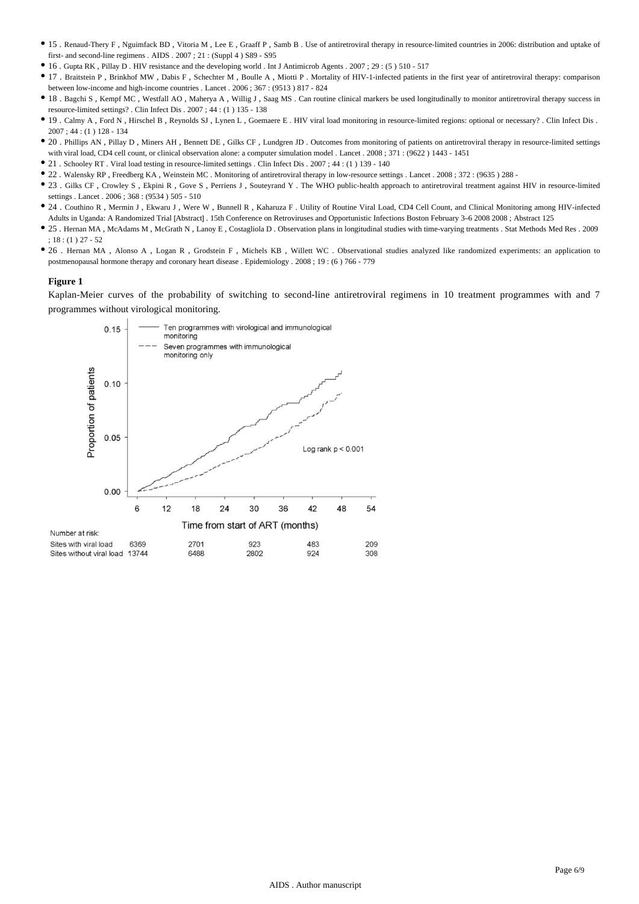- 15 . Renaud-Thery F , Nguimfack BD , Vitoria M , Lee E , Graaff P , Samb B . Use of antiretroviral therapy in resource-limited countries in 2006: distribution and uptake of first- and second-line regimens . AIDS . 2007 ; 21 : (Suppl 4 ) S89 - S95
- 16 . Gupta RK , Pillay D . HIV resistance and the developing world . Int J Antimicrob Agents . 2007 ; 29 : (5 ) 510 - 517
- 17 . Braitstein P , Brinkhof MW , Dabis F , Schechter M , Boulle A , Miotti P . Mortality of HIV-1-infected patients in the first year of antiretroviral therapy: comparison between low-income and high-income countries . Lancet . 2006 ; 367 : (9513 ) 817 - 824
- 18 . Bagchi S , Kempf MC , Westfall AO , Maherya A , Willig J , Saag MS . Can routine clinical markers be used longitudinally to monitor antiretroviral therapy success in resource-limited settings? . Clin Infect Dis . 2007 ; 44 : (1 ) 135 - 138
- 19 . Calmy A , Ford N , Hirschel B , Reynolds SJ , Lynen L , Goemaere E . HIV viral load monitoring in resource-limited regions: optional or necessary? . Clin Infect Dis . 2007 ; 44 : (1 ) 128 - 134
- 20 . Phillips AN , Pillay D , Miners AH , Bennett DE , Gilks CF , Lundgren JD . Outcomes from monitoring of patients on antiretroviral therapy in resource-limited settings with viral load, CD4 cell count, or clinical observation alone: a computer simulation model . Lancet . 2008 ; 371 : (9622 ) 1443 - 1451
- 21 . Schooley RT . Viral load testing in resource-limited settings . Clin Infect Dis . 2007 ; 44 : (1 ) 139 - 140
- 22 . Walensky RP , Freedberg KA , Weinstein MC . Monitoring of antiretroviral therapy in low-resource settings . Lancet . 2008 ; 372 : (9635 ) 288 -
- 23 . Gilks CF , Crowley S , Ekpini R , Gove S , Perriens J , Souteyrand Y . The WHO public-health approach to antiretroviral treatment against HIV in resource-limited settings . Lancet . 2006 ; 368 : (9534 ) 505 - 510
- 24 . Couthino R , Mermin J , Ekwaru J , Were W , Bunnell R , Kaharuza F . Utility of Routine Viral Load, CD4 Cell Count, and Clinical Monitoring among HIV-infected Adults in Uganda: A Randomized Trial [Abstract] . 15th Conference on Retroviruses and Opportunistic Infections Boston February 3–6 2008 2008 ; Abstract 125
- 25 . Hernan MA , McAdams M , McGrath N , Lanoy E , Costagliola D . Observation plans in longitudinal studies with time-varying treatments . Stat Methods Med Res . 2009 ; 18 : (1 ) 27 - 52
- 26 . Hernan MA , Alonso A , Logan R , Grodstein F , Michels KB , Willett WC . Observational studies analyzed like randomized experiments: an application to postmenopausal hormone therapy and coronary heart disease . Epidemiology . 2008 ; 19 : (6 ) 766 - 779

**Figure 1**

Kaplan-Meier curves of the probability of switching to second-line antiretroviral regimens in 10 treatment programmes with and 7 programmes without virological monitoring.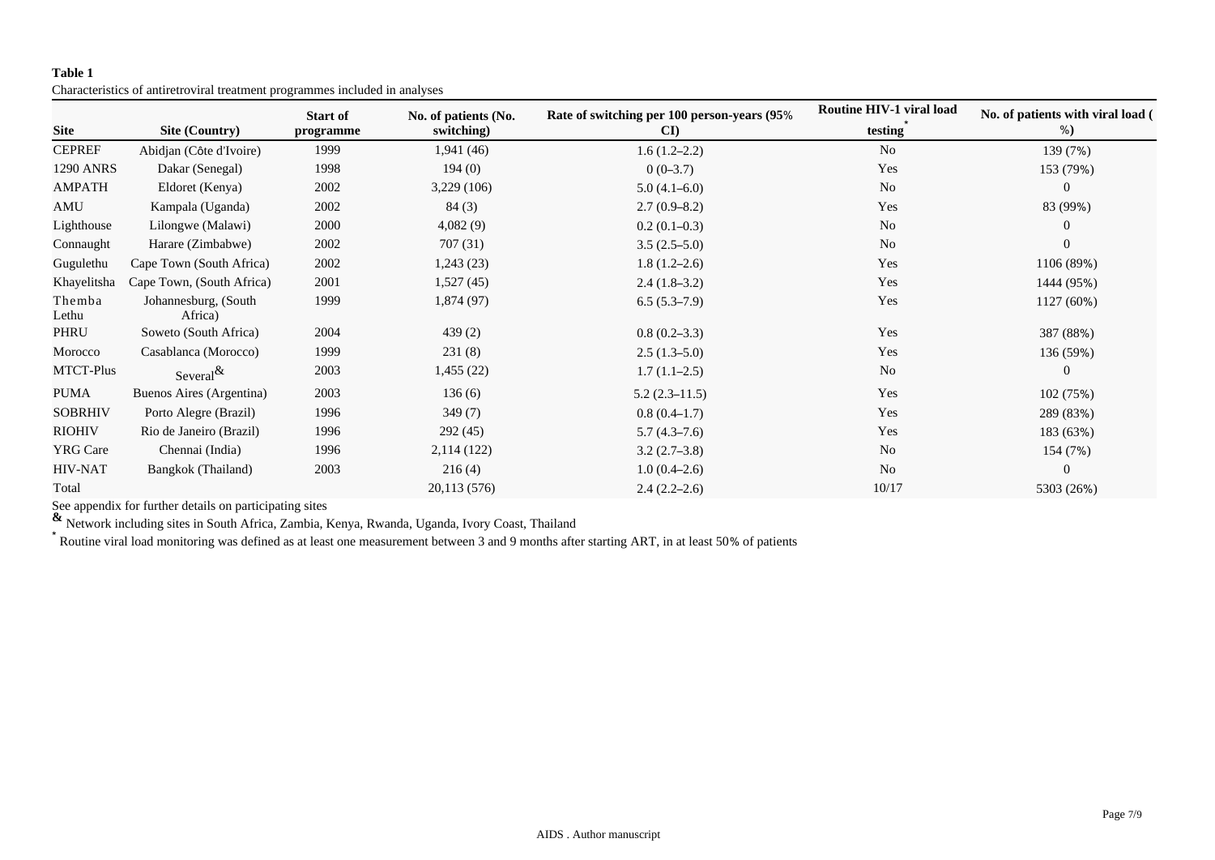**Table 1**

Characteristics of antiretroviral treatment programmes included in analyses

| Site | Site (Country) | Start of programme | No. of patients (No. switching) | Rate of switching per 100 person-years (95% CI) | Routine HIV-1 viral load testing* | No. of patients with viral load (%) |
|---|---|---|---|---|---|---|
| CEPREF | Abidjan (Côte d'Ivoire) | 1999 | 1,941 (46) | 1.6 (1.2–2.2) | No | 139 (7%) |
| 1290 ANRS | Dakar (Senegal) | 1998 | 194 (0) | 0 (0–3.7) | Yes | 153 (79%) |
| AMPATH | Eldoret (Kenya) | 2002 | 3,229 (106) | 5.0 (4.1–6.0) | No | 0 |
| AMU | Kampala (Uganda) | 2002 | 84 (3) | 2.7 (0.9–8.2) | Yes | 83 (99%) |
| Lighthouse | Lilongwe (Malawi) | 2000 | 4,082 (9) | 0.2 (0.1–0.3) | No | 0 |
| Connaught | Harare (Zimbabwe) | 2002 | 707 (31) | 3.5 (2.5–5.0) | No | 0 |
| Gugulethu | Cape Town (South Africa) | 2002 | 1,243 (23) | 1.8 (1.2–2.6) | Yes | 1106 (89%) |
| Khayelitsha | Cape Town, (South Africa) | 2001 | 1,527 (45) | 2.4 (1.8–3.2) | Yes | 1444 (95%) |
| Themba Lethu | Johannesburg, (South Africa) | 1999 | 1,874 (97) | 6.5 (5.3–7.9) | Yes | 1127 (60%) |
| PHRU | Soweto (South Africa) | 2004 | 439 (2) | 0.8 (0.2–3.3) | Yes | 387 (88%) |
| Morocco | Casablanca (Morocco) | 1999 | 231 (8) | 2.5 (1.3–5.0) | Yes | 136 (59%) |
| MTCT-Plus | Several& | 2003 | 1,455 (22) | 1.7 (1.1–2.5) | No | 0 |
| PUMA | Buenos Aires (Argentina) | 2003 | 136 (6) | 5.2 (2.3–11.5) | Yes | 102 (75%) |
| SOBRHIV | Porto Alegre (Brazil) | 1996 | 349 (7) | 0.8 (0.4–1.7) | Yes | 289 (83%) |
| RIOHIV | Rio de Janeiro (Brazil) | 1996 | 292 (45) | 5.7 (4.3–7.6) | Yes | 183 (63%) |
| YRG Care | Chennai (India) | 1996 | 2,114 (122) | 3.2 (2.7–3.8) | No | 154 (7%) |
| HIV-NAT | Bangkok (Thailand) | 2003 | 216 (4) | 1.0 (0.4–2.6) | No | 0 |
| Total | | | 20,113 (576) | 2.4 (2.2–2.6) | 10/17 | 5303 (26%) |

See appendix for further details on participating sites

& Network including sites in South Africa, Zambia, Kenya, Rwanda, Uganda, Ivory Coast, Thailand

* Routine viral load monitoring was defined as at least one measurement between 3 and 9 months after starting ART, in at least 50% of patients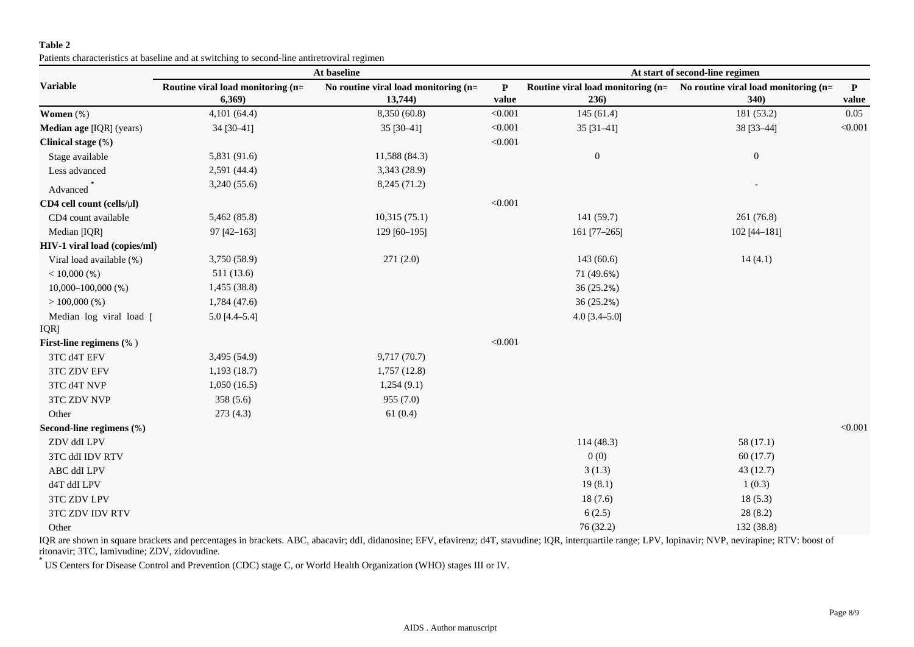**Table 2**

Patients characteristics at baseline and at switching to second-line antiretroviral regimen

| Variable | At baseline | | | At start of second-line regimen | | |
|---|---|---|---|---|---|---|
| | Routine viral load monitoring (n= 6,369) | No routine viral load monitoring (n= 13,744) | P value | Routine viral load monitoring (n= 236) | No routine viral load monitoring (n= 340) | P value |
| **Women** (%) | 4,101 (64.4) | 8,350 (60.8) | <0.001 | 145 (61.4) | 181 (53.2) | 0.05 |
| **Median age** [IQR] (years) | 34 [30–41] | 35 [30–41] | <0.001 | 35 [31–41] | 38 [33–44] | <0.001 |
| **Clinical stage** (%) | | | <0.001 | | | |
| Stage available | 5,831 (91.6) | 11,588 (84.3) | | 0 | 0 | |
| Less advanced | 2,591 (44.4) | 3,343 (28.9) | | | | |
| Advanced * | 3,240 (55.6) | 8,245 (71.2) | | | - | |
| **CD4 cell count (cells/μl)** | | | <0.001 | | | |
| CD4 count available | 5,462 (85.8) | 10,315 (75.1) | | 141 (59.7) | 261 (76.8) | |
| Median [IQR] | 97 [42–163] | 129 [60–195] | | 161 [77–265] | 102 [44–181] | |
| **HIV-1 viral load (copies/ml)** | | | | | | |
| Viral load available (%) | 3,750 (58.9) | 271 (2.0) | | 143 (60.6) | 14 (4.1) | |
| < 10,000 (%) | 511 (13.6) | | | 71 (49.6%) | | |
| 10,000–100,000 (%) | 1,455 (38.8) | | | 36 (25.2%) | | |
| > 100,000 (%) | 1,784 (47.6) | | | 36 (25.2%) | | |
| Median log viral load [ IQR] | 5.0 [4.4–5.4] | | | 4.0 [3.4–5.0] | | |
| **First-line regimens** (% ) | | | <0.001 | | | |
| 3TC d4T EFV | 3,495 (54.9) | 9,717 (70.7) | | | | |
| 3TC ZDV EFV | 1,193 (18.7) | 1,757 (12.8) | | | | |
| 3TC d4T NVP | 1,050 (16.5) | 1,254 (9.1) | | | | |
| 3TC ZDV NVP | 358 (5.6) | 955 (7.0) | | | | |
| Other | 273 (4.3) | 61 (0.4) | | | | |
| **Second-line regimens** (%) | | | | | | <0.001 |
| ZDV ddI LPV | | | | 114 (48.3) | 58 (17.1) | |
| 3TC ddI IDV RTV | | | | 0 (0) | 60 (17.7) | |
| ABC ddI LPV | | | | 3 (1.3) | 43 (12.7) | |
| d4T ddI LPV | | | | 19 (8.1) | 1 (0.3) | |
| 3TC ZDV LPV | | | | 18 (7.6) | 18 (5.3) | |
| 3TC ZDV IDV RTV | | | | 6 (2.5) | 28 (8.2) | |
| Other | | | | 76 (32.2) | 132 (38.8) | |

IQR are shown in square brackets and percentages in brackets. ABC, abacavir; ddI, didanosine; EFV, efavirenz; d4T, stavudine; IQR, interquartile range; LPV, lopinavir; NVP, nevirapine; RTV: boost of ritonavir; 3TC, lamivudine; ZDV, zidovudine.

* US Centers for Disease Control and Prevention (CDC) stage C, or World Health Organization (WHO) stages III or IV.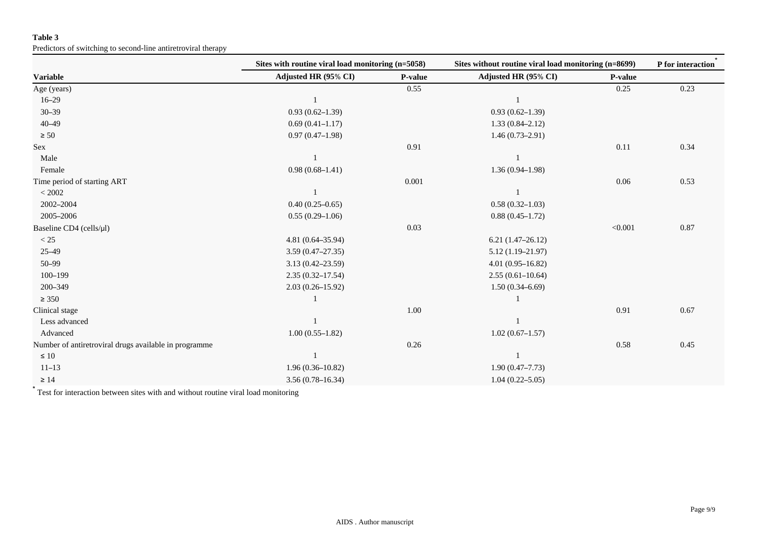**Table 3**

Predictors of switching to second-line antiretroviral therapy

| | Sites with routine viral load monitoring (n=5058) | | Sites without routine viral load monitoring (n=8699) | | P for interaction* |
|---|---|---|---|---|---|
| **Variable** | **Adjusted HR (95% CI)** | **P-value** | **Adjusted HR (95% CI)** | **P-value** | |
| Age (years) | | 0.55 | | 0.25 | 0.23 |
| 16–29 | 1 | | 1 | | |
| 30–39 | 0.93 (0.62–1.39) | | 0.93 (0.62–1.39) | | |
| 40–49 | 0.69 (0.41–1.17) | | 1.33 (0.84–2.12) | | |
| ≥ 50 | 0.97 (0.47–1.98) | | 1.46 (0.73–2.91) | | |
| Sex | | 0.91 | | 0.11 | 0.34 |
| Male | 1 | | 1 | | |
| Female | 0.98 (0.68–1.41) | | 1.36 (0.94–1.98) | | |
| Time period of starting ART | | 0.001 | | 0.06 | 0.53 |
| < 2002 | 1 | | 1 | | |
| 2002–2004 | 0.40 (0.25–0.65) | | 0.58 (0.32–1.03) | | |
| 2005–2006 | 0.55 (0.29–1.06) | | 0.88 (0.45–1.72) | | |
| Baseline CD4 (cells/μl) | | 0.03 | | <0.001 | 0.87 |
| < 25 | 4.81 (0.64–35.94) | | 6.21 (1.47–26.12) | | |
| 25–49 | 3.59 (0.47–27.35) | | 5.12 (1.19–21.97) | | |
| 50–99 | 3.13 (0.42–23.59) | | 4.01 (0.95–16.82) | | |
| 100–199 | 2.35 (0.32–17.54) | | 2.55 (0.61–10.64) | | |
| 200–349 | 2.03 (0.26–15.92) | | 1.50 (0.34–6.69) | | |
| ≥ 350 | 1 | | 1 | | |
| Clinical stage | | 1.00 | | 0.91 | 0.67 |
| Less advanced | 1 | | 1 | | |
| Advanced | 1.00 (0.55–1.82) | | 1.02 (0.67–1.57) | | |
| Number of antiretroviral drugs available in programme | | 0.26 | | 0.58 | 0.45 |
| ≤ 10 | 1 | | 1 | | |
| 11–13 | 1.96 (0.36–10.82) | | 1.90 (0.47–7.73) | | |
| ≥ 14 | 3.56 (0.78–16.34) | | 1.04 (0.22–5.05) | | |

\* Test for interaction between sites with and without routine viral load monitoring